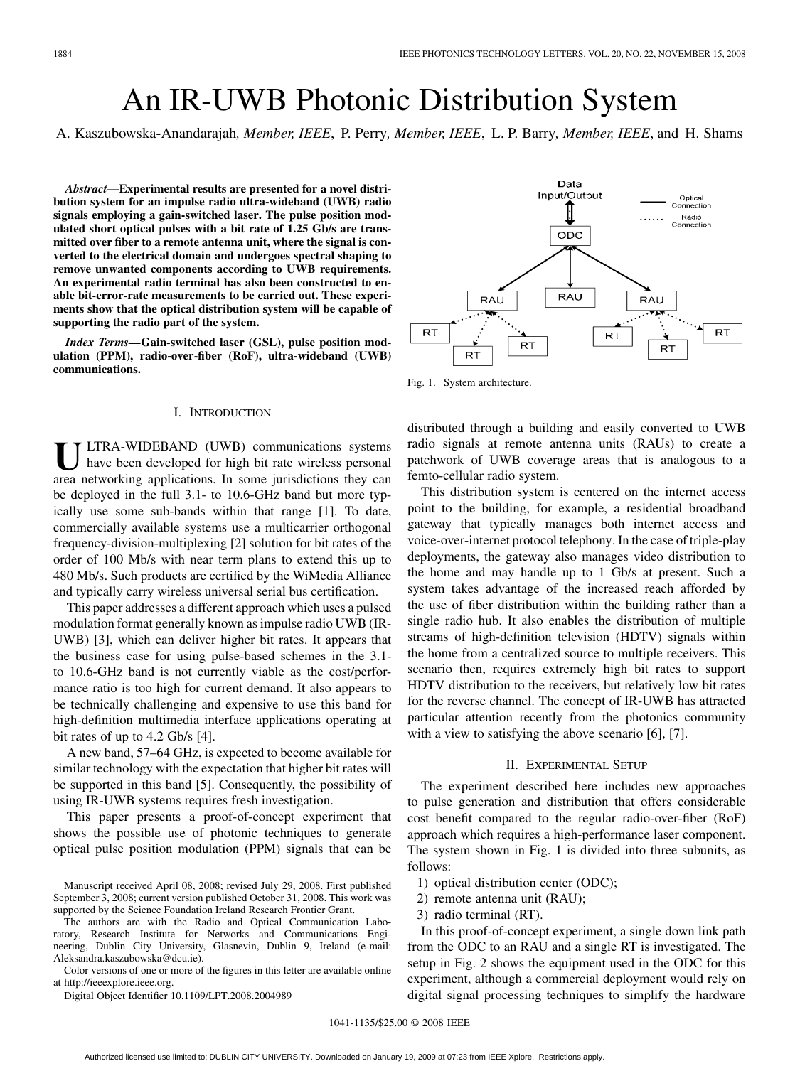# An IR-UWB Photonic Distribution System

A. Kaszubowska-Anandarajah, *Member, IEEE*, P. Perry, *Member, IEEE*, L. P. Barry, *Member, IEEE*, and H. Shams

***Abstract*—Experimental results are presented for a novel distribution system for an impulse radio ultra-wideband (UWB) radio signals employing a gain-switched laser. The pulse position modulated short optical pulses with a bit rate of 1.25 Gb/s are transmitted over fiber to a remote antenna unit, where the signal is converted to the electrical domain and undergoes spectral shaping to remove unwanted components according to UWB requirements. An experimental radio terminal has also been constructed to enable bit-error-rate measurements to be carried out. These experiments show that the optical distribution system will be capable of supporting the radio part of the system.**

***Index Terms*—Gain-switched laser (GSL), pulse position modulation (PPM), radio-over-fiber (RoF), ultra-wideband (UWB) communications.**

## I. Introduction

Ultra-wideband (UWB) communications systems have been developed for high bit rate wireless personal area networking applications. In some jurisdictions they can be deployed in the full 3.1- to 10.6-GHz band but more typically use some sub-bands within that range [1]. To date, commercially available systems use a multicarrier orthogonal frequency-division-multiplexing [2] solution for bit rates of the order of 100 Mb/s with near term plans to extend this up to 480 Mb/s. Such products are certified by the WiMedia Alliance and typically carry wireless universal serial bus certification.

This paper addresses a different approach which uses a pulsed modulation format generally known as impulse radio UWB (IR-UWB) [3], which can deliver higher bit rates. It appears that the business case for using pulse-based schemes in the 3.1- to 10.6-GHz band is not currently viable as the cost/performance ratio is too high for current demand. It also appears to be technically challenging and expensive to use this band for high-definition multimedia interface applications operating at bit rates of up to 4.2 Gb/s [4].

A new band, 57–64 GHz, is expected to become available for similar technology with the expectation that higher bit rates will be supported in this band [5]. Consequently, the possibility of using IR-UWB systems requires fresh investigation.

This paper presents a proof-of-concept experiment that shows the possible use of photonic techniques to generate optical pulse position modulation (PPM) signals that can be distributed through a building and easily converted to UWB radio signals at remote antenna units (RAUs) to create a patchwork of UWB coverage areas that is analogous to a femto-cellular radio system.

This distribution system is centered on the internet access point to the building, for example, a residential broadband gateway that typically manages both internet access and voice-over-internet protocol telephony. In the case of triple-play deployments, the gateway also manages video distribution to the home and may handle up to 1 Gb/s at present. Such a system takes advantage of the increased reach afforded by the use of fiber distribution within the building rather than a single radio hub. It also enables the distribution of multiple streams of high-definition television (HDTV) signals within the home from a centralized source to multiple receivers. This scenario then, requires extremely high bit rates to support HDTV distribution to the receivers, but relatively low bit rates for the reverse channel. The concept of IR-UWB has attracted particular attention recently from the photonics community with a view to satisfying the above scenario [6], [7].

Fig. 1. System architecture.

## II. Experimental Setup

The experiment described here includes new approaches to pulse generation and distribution that offers considerable cost benefit compared to the regular radio-over-fiber (RoF) approach which requires a high-performance laser component. The system shown in Fig. 1 is divided into three subunits, as follows:

1) optical distribution center (ODC);
2) remote antenna unit (RAU);
3) radio terminal (RT).

In this proof-of-concept experiment, a single down link path from the ODC to an RAU and a single RT is investigated. The setup in Fig. 2 shows the equipment used in the ODC for this experiment, although a commercial deployment would rely on digital signal processing techniques to simplify the hardware

Manuscript received April 08, 2008; revised July 29, 2008. First published September 3, 2008; current version published October 31, 2008. This work was supported by the Science Foundation Ireland Research Frontier Grant.

The authors are with the Radio and Optical Communication Laboratory, Research Institute for Networks and Communications Engineering, Dublin City University, Glasnevin, Dublin 9, Ireland (e-mail: Aleksandra.kaszubowska@dcu.ie).

Color versions of one or more of the figures in this letter are available online at http://ieeexplore.ieee.org.

Digital Object Identifier 10.1109/LPT.2008.2004989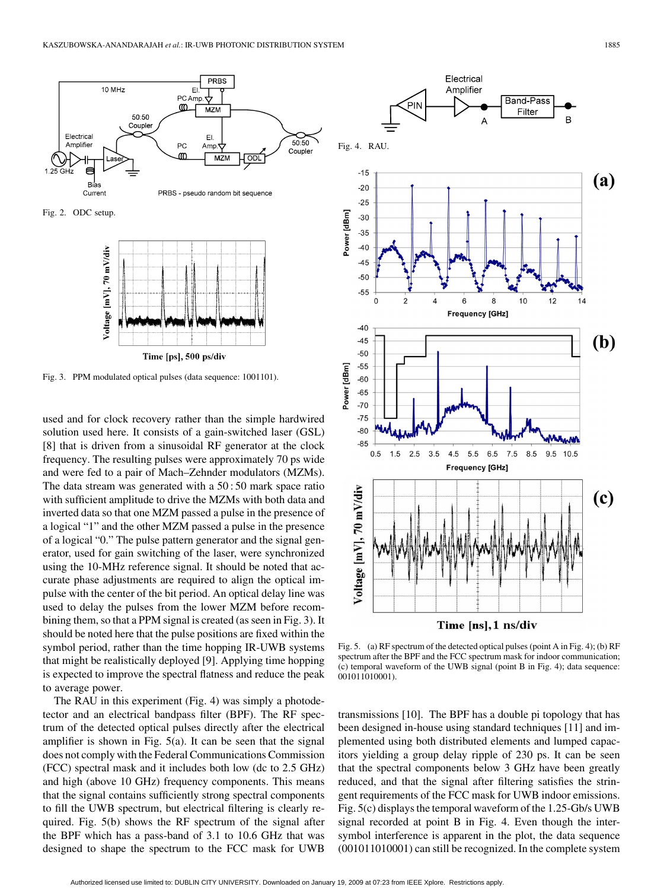Fig. 2. ODC setup.

Fig. 3. PPM modulated optical pulses (data sequence: 1001101).

used and for clock recovery rather than the simple hardwired solution used here. It consists of a gain-switched laser (GSL) [8] that is driven from a sinusoidal RF generator at the clock frequency. The resulting pulses were approximately 70 ps wide and were fed to a pair of Mach–Zehnder modulators (MZMs). The data stream was generated with a 50 : 50 mark space ratio with sufficient amplitude to drive the MZMs with both data and inverted data so that one MZM passed a pulse in the presence of a logical "1" and the other MZM passed a pulse in the presence of a logical "0." The pulse pattern generator and the signal generator, used for gain switching of the laser, were synchronized using the 10-MHz reference signal. It should be noted that accurate phase adjustments are required to align the optical impulse with the center of the bit period. An optical delay line was used to delay the pulses from the lower MZM before recombining them, so that a PPM signal is created (as seen in Fig. 3). It should be noted here that the pulse positions are fixed within the symbol period, rather than the time hopping IR-UWB systems that might be realistically deployed [9]. Applying time hopping is expected to improve the spectral flatness and reduce the peak to average power.

The RAU in this experiment (Fig. 4) was simply a photodetector and an electrical bandpass filter (BPF). The RF spectrum of the detected optical pulses directly after the electrical amplifier is shown in Fig. 5(a). It can be seen that the signal does not comply with the Federal Communications Commission (FCC) spectral mask and it includes both low (dc to 2.5 GHz) and high (above 10 GHz) frequency components. This means that the signal contains sufficiently strong spectral components to fill the UWB spectrum, but electrical filtering is clearly required. Fig. 5(b) shows the RF spectrum of the signal after the BPF which has a pass-band of 3.1 to 10.6 GHz that was designed to shape the spectrum to the FCC mask for UWB transmissions [10]. The BPF has a double pi topology that has been designed in-house using standard techniques [11] and implemented using both distributed elements and lumped capacitors yielding a group delay ripple of 230 ps. It can be seen that the spectral components below 3 GHz have been greatly reduced, and that the signal after filtering satisfies the stringent requirements of the FCC mask for UWB indoor emissions. Fig. 5(c) displays the temporal waveform of the 1.25-Gb/s UWB signal recorded at point B in Fig. 4. Even though the intersymbol interference is apparent in the plot, the data sequence (001011010001) can still be recognized. In the complete system

Fig. 4. RAU.

Fig. 5. (a) RF spectrum of the detected optical pulses (point A in Fig. 4); (b) RF spectrum after the BPF and the FCC spectrum mask for indoor communication; (c) temporal waveform of the UWB signal (point B in Fig. 4); data sequence: 001011010001).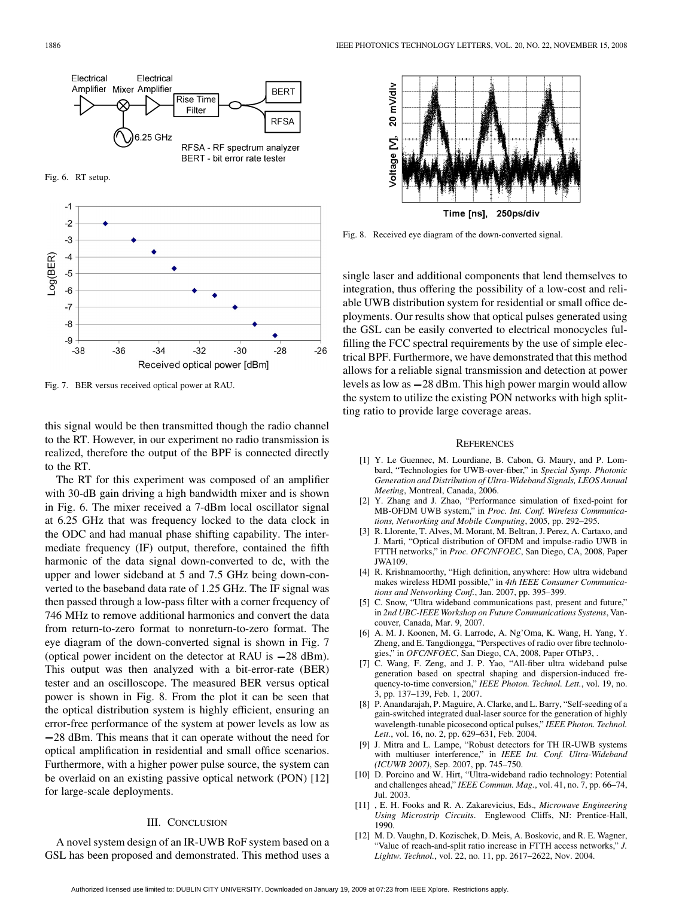Electrical Amplifier

Mixer

Electrical Amplifier

Rise Time Filter

BERT

RFSA

6.25 GHz

RFSA - RF spectrum analyzer

BERT - bit error rate tester

Fig. 6. RT setup.

Log(BER)

-1

-2

-3

-4

-5

-6

-7

-8

-9

-38 -36 -34 -32 -30 -28 -26

Received optical power [dBm]

Fig. 7. BER versus received optical power at RAU.

this signal would be then transmitted though the radio channel to the RT. However, in our experiment no radio transmission is realized, therefore the output of the BPF is connected directly to the RT.

The RT for this experiment was composed of an amplifier with 30-dB gain driving a high bandwidth mixer and is shown in Fig. 6. The mixer received a 7-dBm local oscillator signal at 6.25 GHz that was frequency locked to the data clock in the ODC and had manual phase shifting capability. The intermediate frequency (IF) output, therefore, contained the fifth harmonic of the data signal down-converted to dc, with the upper and lower sideband at 5 and 7.5 GHz being down-converted to the baseband data rate of 1.25 GHz. The IF signal was then passed through a low-pass filter with a corner frequency of 746 MHz to remove additional harmonics and convert the data from return-to-zero format to nonreturn-to-zero format. The eye diagram of the down-converted signal is shown in Fig. 7 (optical power incident on the detector at RAU is $-28$ dBm). This output was then analyzed with a bit-error-rate (BER) tester and an oscilloscope. The measured BER versus optical power is shown in Fig. 8. From the plot it can be seen that the optical distribution system is highly efficient, ensuring an error-free performance of the system at power levels as low as $-28$ dBm. This means that it can operate without the need for optical amplification in residential and small office scenarios. Furthermore, with a higher power pulse source, the system can be overlaid on an existing passive optical network (PON) [12] for large-scale deployments.

## III. Conclusion

A novel system design of an IR-UWB RoF system based on a GSL has been proposed and demonstrated. This method uses a single laser and additional components that lend themselves to integration, thus offering the possibility of a low-cost and reliable UWB distribution system for residential or small office deployments. Our results show that optical pulses generated using the GSL can be easily converted to electrical monocycles fulfilling the FCC spectral requirements by the use of simple electrical BPF. Furthermore, we have demonstrated that this method allows for a reliable signal transmission and detection at power levels as low as $-28$ dBm. This high power margin would allow the system to utilize the existing PON networks with high splitting ratio to provide large coverage areas.

Voltage [V], 20 mV/div

Time [ns], 250ps/div

Fig. 8. Received eye diagram of the down-converted signal.

## References

[1] Y. Le Guennec, M. Lourdiane, B. Cabon, G. Maury, and P. Lombard, "Technologies for UWB-over-fiber," in *Special Symp. Photonic Generation and Distribution of Ultra-Wideband Signals, LEOS Annual Meeting*, Montreal, Canada, 2006.

[2] Y. Zhang and J. Zhao, "Performance simulation of fixed-point for MB-OFDM UWB system," in *Proc. Int. Conf. Wireless Communications, Networking and Mobile Computing*, 2005, pp. 292–295.

[3] R. Llorente, T. Alves, M. Morant, M. Beltran, J. Perez, A. Cartaxo, and J. Marti, "Optical distribution of OFDM and impulse-radio UWB in FTTH networks," in *Proc. OFC/NFOEC*, San Diego, CA, 2008, Paper JWA109.

[4] R. Krishnamoorthy, "High definition, anywhere: How ultra wideband makes wireless HDMI possible," in *4th IEEE Consumer Communications and Networking Conf.*, Jan. 2007, pp. 395–399.

[5] C. Snow, "Ultra wideband communications past, present and future," in *2nd UBC-IEEE Workshop on Future Communications Systems*, Vancouver, Canada, Mar. 9, 2007.

[6] A. M. J. Koonen, M. G. Larrode, A. Ng'Oma, K. Wang, H. Yang, Y. Zheng, and E. Tangdiongga, "Perspectives of radio over fibre technologies," in *OFC/NFOEC*, San Diego, CA, 2008, Paper OThP3, .

[7] C. Wang, F. Zeng, and J. P. Yao, "All-fiber ultra wideband pulse generation based on spectral shaping and dispersion-induced frequency-to-time conversion," *IEEE Photon. Technol. Lett.*, vol. 19, no. 3, pp. 137–139, Feb. 1, 2007.

[8] P. Anandarajah, P. Maguire, A. Clarke, and L. Barry, "Self-seeding of a gain-switched integrated dual-laser source for the generation of highly wavelength-tunable picosecond optical pulses," *IEEE Photon. Technol. Lett.*, vol. 16, no. 2, pp. 629–631, Feb. 2004.

[9] J. Mitra and L. Lampe, "Robust detectors for TH IR-UWB systems with multiuser interference," in *IEEE Int. Conf. Ultra-Wideband (ICUWB 2007)*, Sep. 2007, pp. 745–750.

[10] D. Porcino and W. Hirt, "Ultra-wideband radio technology: Potential and challenges ahead," *IEEE Commun. Mag.*, vol. 41, no. 7, pp. 66–74, Jul. 2003.

[11] , E. H. Fooks and R. A. Zakarevicius, Eds., *Microwave Engineering Using Microstrip Circuits*. Englewood Cliffs, NJ: Prentice-Hall, 1990.

[12] M. D. Vaughn, D. Kozischek, D. Meis, A. Boskovic, and R. E. Wagner, "Value of reach-and-split ratio increase in FTTH access networks," *J. Lightw. Technol.*, vol. 22, no. 11, pp. 2617–2622, Nov. 2004.